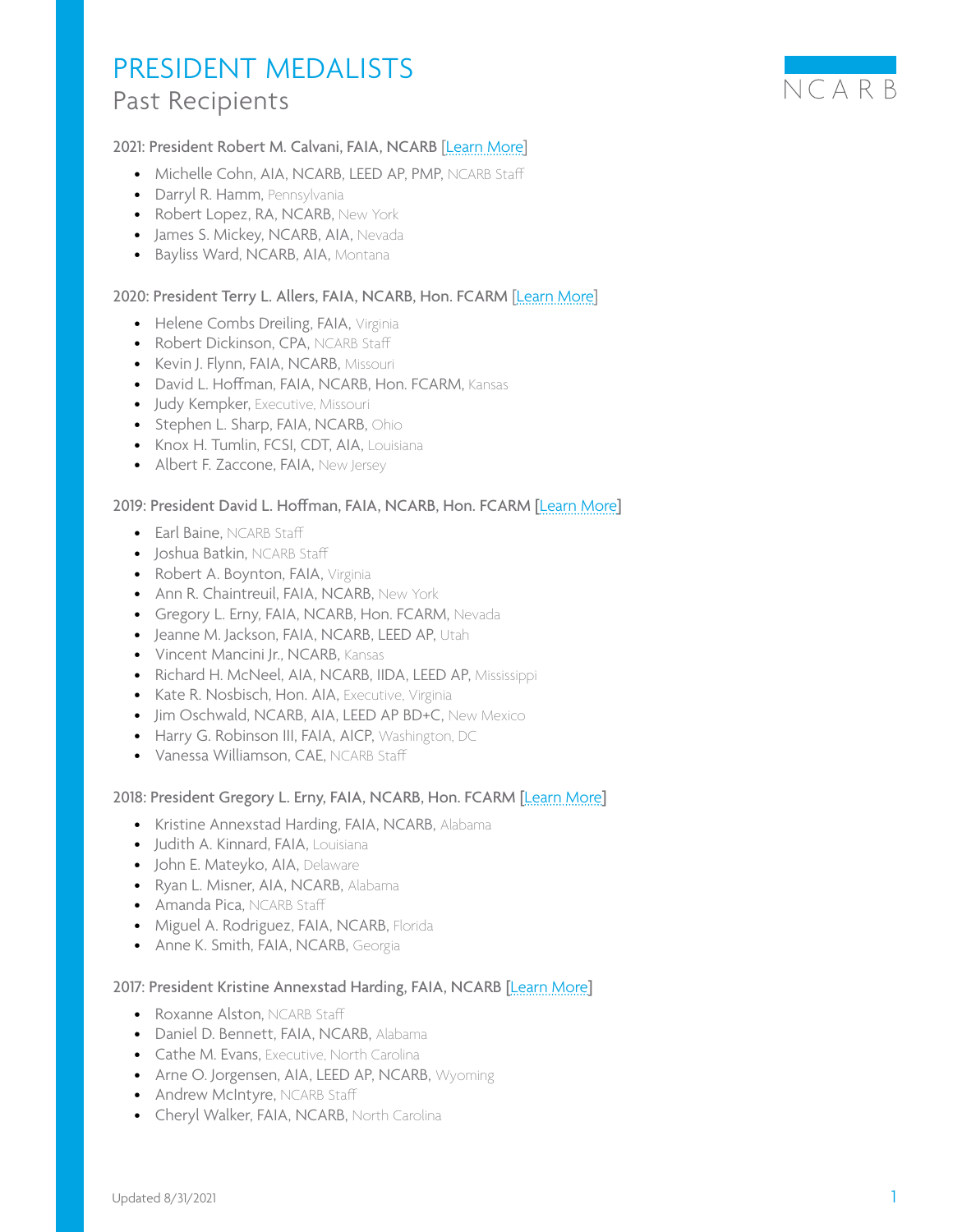# PRESIDENT MEDALISTS

## Past Recipients

### 2021: President Robert M. Calvani, FAIA, NCARB [Learn More]

- Michelle Cohn, AIA, NCARB, LEED AP, PMP, NCARB Staff
- Darryl R. Hamm, Pennsylvania
- Robert Lopez, RA, NCARB, New York
- James S. Mickey, NCARB, AIA, Nevada
- Bayliss Ward, NCARB, AIA, Montana

### 2020: President Terry L. Allers, FAIA, NCARB, Hon. FCARM [Learn More]

- Helene Combs Dreiling, FAIA, Virginia
- Robert Dickinson, CPA, NCARB Staff
- Kevin J. Flynn, FAIA, NCARB, Missouri
- David L. Hoffman, FAIA, NCARB, Hon. FCARM, Kansas
- Judy Kempker, Executive, Missouri
- Stephen L. Sharp, FAIA, NCARB, Ohio
- Knox H. Tumlin, FCSI, CDT, AIA, Louisiana
- Albert F. Zaccone, FAIA, New Jersey

### 2019: President David L. Hoffman, FAIA, NCARB, Hon. FCARM [Learn More]

- Earl Baine, NCARB Staff
- Joshua Batkin, NCARB Staff
- Robert A. Boynton, FAIA, Virginia
- Ann R. Chaintreuil, FAIA, NCARB, New York
- Gregory L. Erny, FAIA, NCARB, Hon. FCARM, Nevada
- Jeanne M. Jackson, FAIA, NCARB, LEED AP, Utah
- Vincent Mancini Jr., NCARB, Kansas
- Richard H. McNeel, AIA, NCARB, IIDA, LEED AP, Mississippi
- Kate R. Nosbisch, Hon. AIA, Executive, Virginia
- Jim Oschwald, NCARB, AIA, LEED AP BD+C, New Mexico
- Harry G. Robinson III, FAIA, AICP, Washington, DC
- Vanessa Williamson, CAE, NCARB Staff

### 2018: President Gregory L. Erny, FAIA, NCARB, Hon. FCARM [Learn More]

- Kristine Annexstad Harding, FAIA, NCARB, Alabama
- Judith A. Kinnard, FAIA, Louisiana
- John E. Mateyko, AIA, Delaware
- Ryan L. Misner, AIA, NCARB, Alabama
- Amanda Pica, NCARB Staff
- Miguel A. Rodriguez, FAIA, NCARB, Florida
- Anne K. Smith, FAIA, NCARB, Georgia

### 2017: President Kristine Annexstad Harding, FAIA, NCARB [Learn More]

- Roxanne Alston, NCARB Staff
- Daniel D. Bennett, FAIA, NCARB, Alabama
- Cathe M. Evans, Executive, North Carolina
- Arne O. Jorgensen, AIA, LEED AP, NCARB, Wyoming
- Andrew McIntyre, NCARB Staff
- Cheryl Walker, FAIA, NCARB, North Carolina

Updated 8/31/2021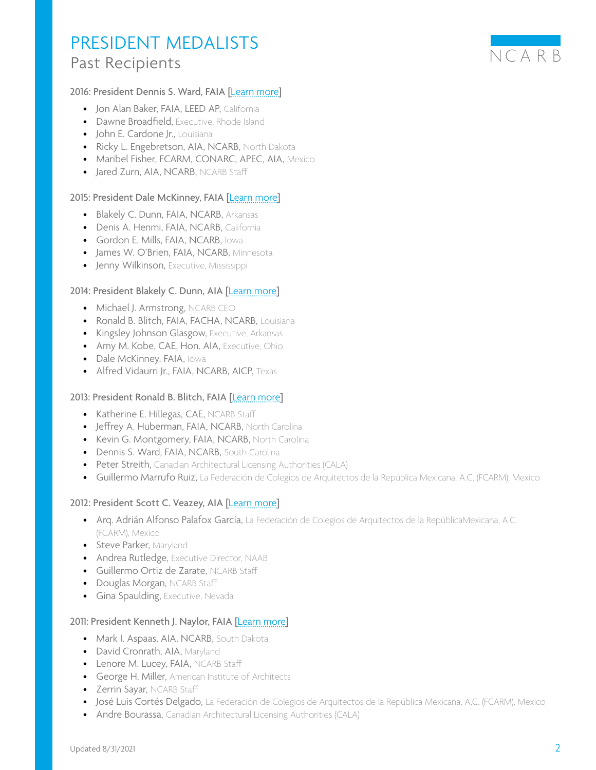# PRESIDENT MEDALISTS

## Past Recipients

### 2016: President Dennis S. Ward, FAIA [Learn more]

- Jon Alan Baker, FAIA, LEED AP, California
- Dawne Broadfield, Executive, Rhode Island
- John E. Cardone Jr., Louisiana
- Ricky L. Engebretson, AIA, NCARB, North Dakota
- Maribel Fisher, FCARM, CONARC, APEC, AIA, Mexico
- Jared Zurn, AIA, NCARB, NCARB Staff

### 2015: President Dale McKinney, FAIA [Learn more]

- Blakely C. Dunn, FAIA, NCARB, Arkansas
- Denis A. Henmi, FAIA, NCARB, California
- Gordon E. Mills, FAIA, NCARB, Iowa
- James W. O'Brien, FAIA, NCARB, Minnesota
- Jenny Wilkinson, Executive, Mississippi

### 2014: President Blakely C. Dunn, AIA [Learn more]

- Michael J. Armstrong, NCARB CEO
- Ronald B. Blitch, FAIA, FACHA, NCARB, Louisiana
- Kingsley Johnson Glasgow, Executive, Arkansas
- Amy M. Kobe, CAE, Hon. AIA, Executive, Ohio
- Dale McKinney, FAIA, Iowa
- Alfred Vidaurri Jr., FAIA, NCARB, AICP, Texas

### 2013: President Ronald B. Blitch, FAIA [Learn more]

- Katherine E. Hillegas, CAE, NCARB Staff
- Jeffrey A. Huberman, FAIA, NCARB, North Carolina
- Kevin G. Montgomery, FAIA, NCARB, North Carolina
- Dennis S. Ward, FAIA, NCARB, South Carolina
- Peter Streith, Canadian Architectural Licensing Authorities (CALA)
- Guillermo Marrufo Ruiz, La Federación de Colegios de Arquitectos de la República Mexicana, A.C. (FCARM), Mexico

### 2012: President Scott C. Veazey, AIA [Learn more]

- Arq. Adrián Alfonso Palafox García, La Federación de Colegios de Arquitectos de la RepúblicaMexicana, A.C. (FCARM), Mexico
- Steve Parker, Maryland
- Andrea Rutledge, Executive Director, NAAB
- Guillermo Ortiz de Zarate, NCARB Staff
- Douglas Morgan, NCARB Staff
- Gina Spaulding, Executive, Nevada

### 2011: President Kenneth J. Naylor, FAIA [Learn more]

- Mark I. Aspaas, AIA, NCARB, South Dakota
- David Cronrath, AIA, Maryland
- Lenore M. Lucey, FAIA, NCARB Staff
- George H. Miller, American Institute of Architects
- Zerrin Sayar, NCARB Staff
- José Luis Cortés Delgado, La Federación de Colegios de Arquitectos de la República Mexicana, A.C. (FCARM), Mexico
- Andre Bourassa, Canadian Architectural Licensing Authorities (CALA)

Updated 8/31/2021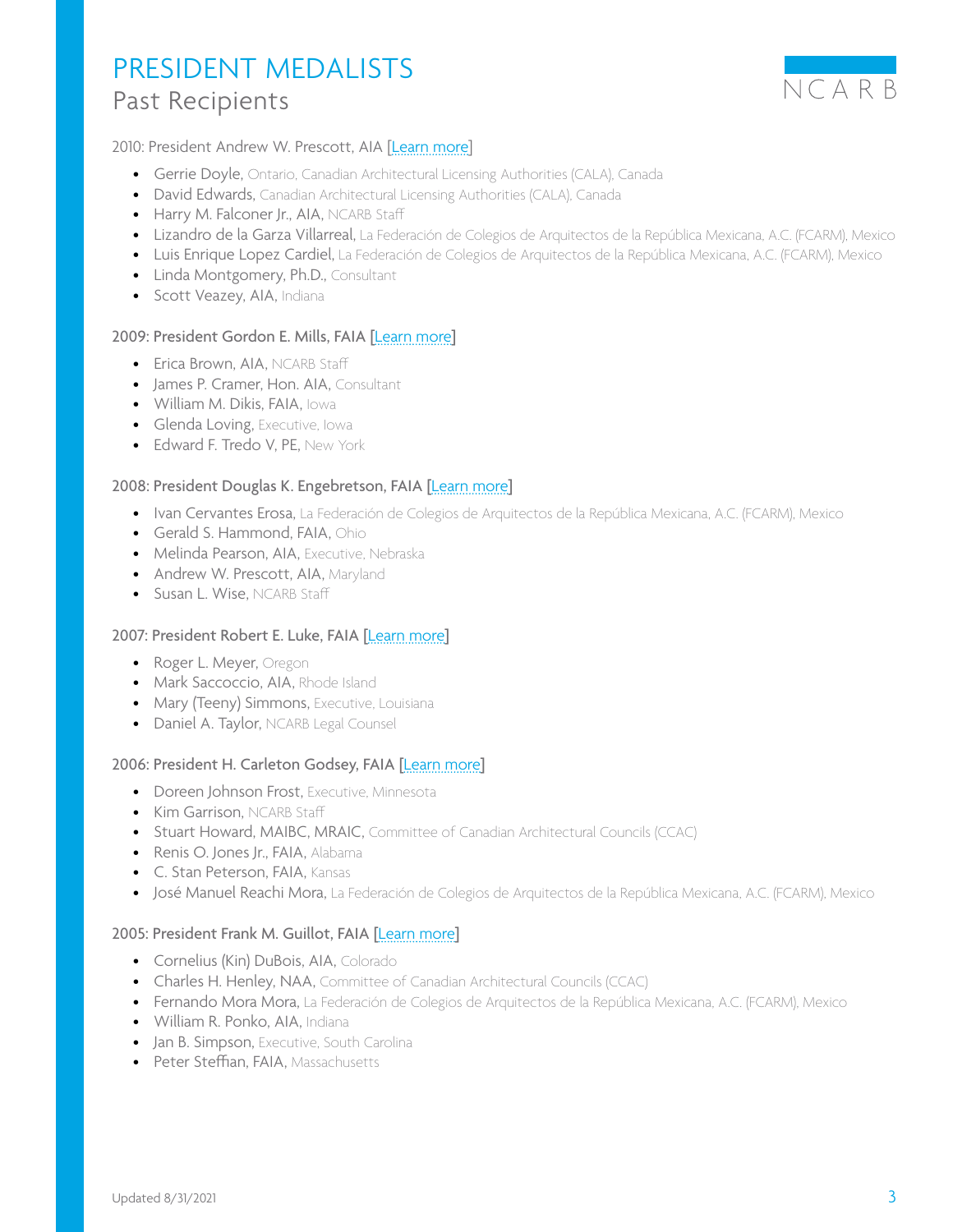# PRESIDENT MEDALISTS

## Past Recipients

2010: President Andrew W. Prescott, AIA [Learn more]

- Gerrie Doyle, Ontario, Canadian Architectural Licensing Authorities (CALA), Canada
- David Edwards, Canadian Architectural Licensing Authorities (CALA), Canada
- Harry M. Falconer Jr., AIA, NCARB Staff
- Lizandro de la Garza Villarreal, La Federación de Colegios de Arquitectos de la República Mexicana, A.C. (FCARM), Mexico
- Luis Enrique Lopez Cardiel, La Federación de Colegios de Arquitectos de la República Mexicana, A.C. (FCARM), Mexico
- Linda Montgomery, Ph.D., Consultant
- Scott Veazey, AIA, Indiana

2009: President Gordon E. Mills, FAIA [Learn more]

- Erica Brown, AIA, NCARB Staff
- James P. Cramer, Hon. AIA, Consultant
- William M. Dikis, FAIA, Iowa
- Glenda Loving, Executive, Iowa
- Edward F. Tredo V, PE, New York

2008: President Douglas K. Engebretson, FAIA [Learn more]

- Ivan Cervantes Erosa, La Federación de Colegios de Arquitectos de la República Mexicana, A.C. (FCARM), Mexico
- Gerald S. Hammond, FAIA, Ohio
- Melinda Pearson, AIA, Executive, Nebraska
- Andrew W. Prescott, AIA, Maryland
- Susan L. Wise, NCARB Staff

2007: President Robert E. Luke, FAIA [Learn more]

- Roger L. Meyer, Oregon
- Mark Saccoccio, AIA, Rhode Island
- Mary (Teeny) Simmons, Executive, Louisiana
- Daniel A. Taylor, NCARB Legal Counsel

2006: President H. Carleton Godsey, FAIA [Learn more]

- Doreen Johnson Frost, Executive, Minnesota
- Kim Garrison, NCARB Staff
- Stuart Howard, MAIBC, MRAIC, Committee of Canadian Architectural Councils (CCAC)
- Renis O. Jones Jr., FAIA, Alabama
- C. Stan Peterson, FAIA, Kansas
- José Manuel Reachi Mora, La Federación de Colegios de Arquitectos de la República Mexicana, A.C. (FCARM), Mexico

2005: President Frank M. Guillot, FAIA [Learn more]

- Cornelius (Kin) DuBois, AIA, Colorado
- Charles H. Henley, NAA, Committee of Canadian Architectural Councils (CCAC)
- Fernando Mora Mora, La Federación de Colegios de Arquitectos de la República Mexicana, A.C. (FCARM), Mexico
- William R. Ponko, AIA, Indiana
- Jan B. Simpson, Executive, South Carolina
- Peter Steffian, FAIA, Massachusetts

Updated 8/31/2021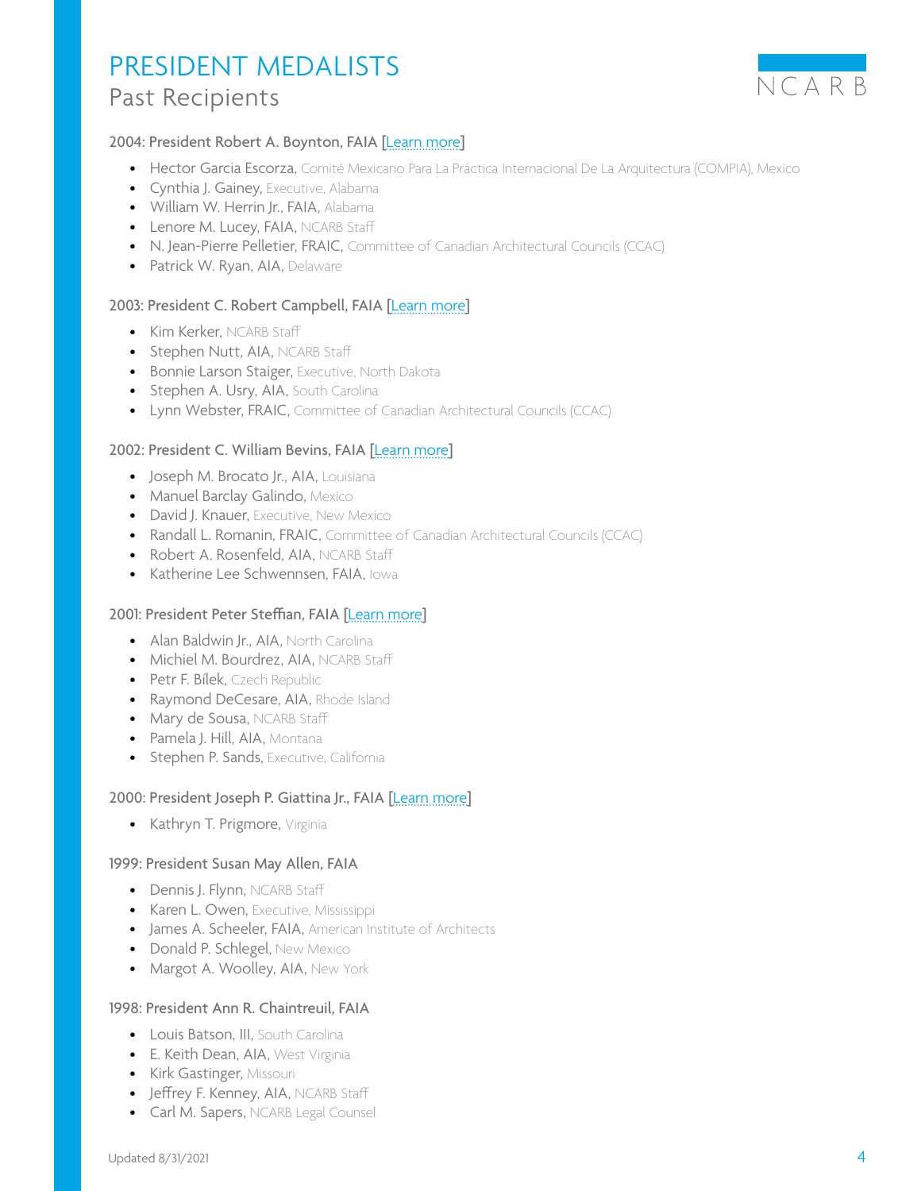# PRESIDENT MEDALISTS
## Past Recipients

### 2004: President Robert A. Boynton, FAIA [Learn more]

- Hector Garcia Escorza, Comité Mexicano Para La Práctica Internacional De La Arquitectura (COMPIA), Mexico
- Cynthia J. Gainey, Executive, Alabama
- William W. Herrin Jr., FAIA, Alabama
- Lenore M. Lucey, FAIA, NCARB Staff
- N. Jean-Pierre Pelletier, FRAIC, Committee of Canadian Architectural Councils (CCAC)
- Patrick W. Ryan, AIA, Delaware

### 2003: President C. Robert Campbell, FAIA [Learn more]

- Kim Kerker, NCARB Staff
- Stephen Nutt, AIA, NCARB Staff
- Bonnie Larson Staiger, Executive, North Dakota
- Stephen A. Usry, AIA, South Carolina
- Lynn Webster, FRAIC, Committee of Canadian Architectural Councils (CCAC)

### 2002: President C. William Bevins, FAIA [Learn more]

- Joseph M. Brocato Jr., AIA, Louisiana
- Manuel Barclay Galindo, Mexico
- David J. Knauer, Executive, New Mexico
- Randall L. Romanin, FRAIC, Committee of Canadian Architectural Councils (CCAC)
- Robert A. Rosenfeld, AIA, NCARB Staff
- Katherine Lee Schwennsen, FAIA, Iowa

### 2001: President Peter Steffian, FAIA [Learn more]

- Alan Baldwin Jr., AIA, North Carolina
- Michiel M. Bourdrez, AIA, NCARB Staff
- Petr F. Bílek, Czech Republic
- Raymond DeCesare, AIA, Rhode Island
- Mary de Sousa, NCARB Staff
- Pamela J. Hill, AIA, Montana
- Stephen P. Sands, Executive, California

### 2000: President Joseph P. Giattina Jr., FAIA [Learn more]

- Kathryn T. Prigmore, Virginia

### 1999: President Susan May Allen, FAIA

- Dennis J. Flynn, NCARB Staff
- Karen L. Owen, Executive, Mississippi
- James A. Scheeler, FAIA, American Institute of Architects
- Donald P. Schlegel, New Mexico
- Margot A. Woolley, AIA, New York

### 1998: President Ann R. Chaintreuil, FAIA

- Louis Batson, III, South Carolina
- E. Keith Dean, AIA, West Virginia
- Kirk Gastinger, Missouri
- Jeffrey F. Kenney, AIA, NCARB Staff
- Carl M. Sapers, NCARB Legal Counsel

Updated 8/31/2021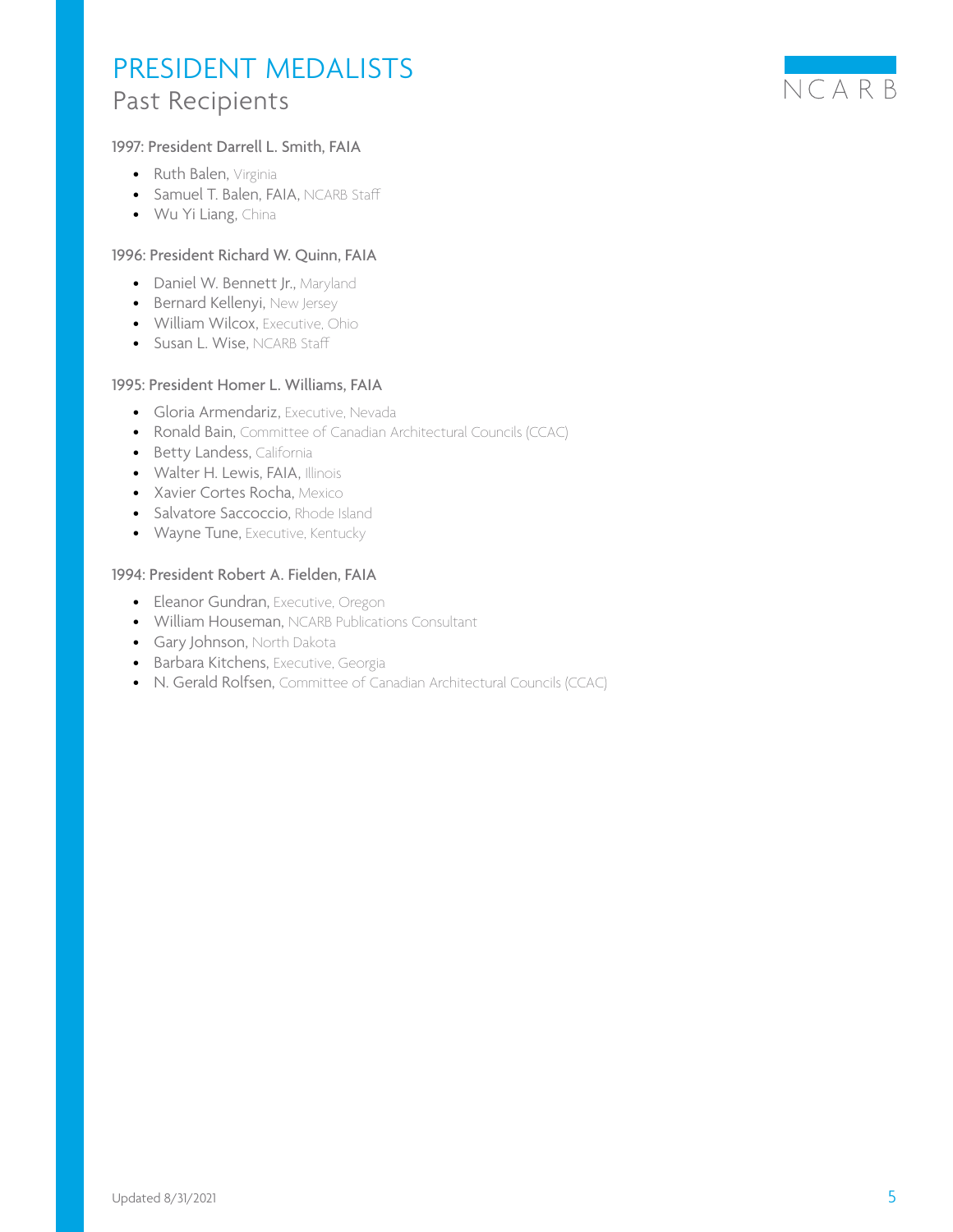# PRESIDENT MEDALISTS

## Past Recipients

NCARB

### 1997: President Darrell L. Smith, FAIA

- Ruth Balen, Virginia
- Samuel T. Balen, FAIA, NCARB Staff
- Wu Yi Liang, China

### 1996: President Richard W. Quinn, FAIA

- Daniel W. Bennett Jr., Maryland
- Bernard Kellenyi, New Jersey
- William Wilcox, Executive, Ohio
- Susan L. Wise, NCARB Staff

### 1995: President Homer L. Williams, FAIA

- Gloria Armendariz, Executive, Nevada
- Ronald Bain, Committee of Canadian Architectural Councils (CCAC)
- Betty Landess, California
- Walter H. Lewis, FAIA, Illinois
- Xavier Cortes Rocha, Mexico
- Salvatore Saccoccio, Rhode Island
- Wayne Tune, Executive, Kentucky

### 1994: President Robert A. Fielden, FAIA

- Eleanor Gundran, Executive, Oregon
- William Houseman, NCARB Publications Consultant
- Gary Johnson, North Dakota
- Barbara Kitchens, Executive, Georgia
- N. Gerald Rolfsen, Committee of Canadian Architectural Councils (CCAC)

Updated 8/31/2021